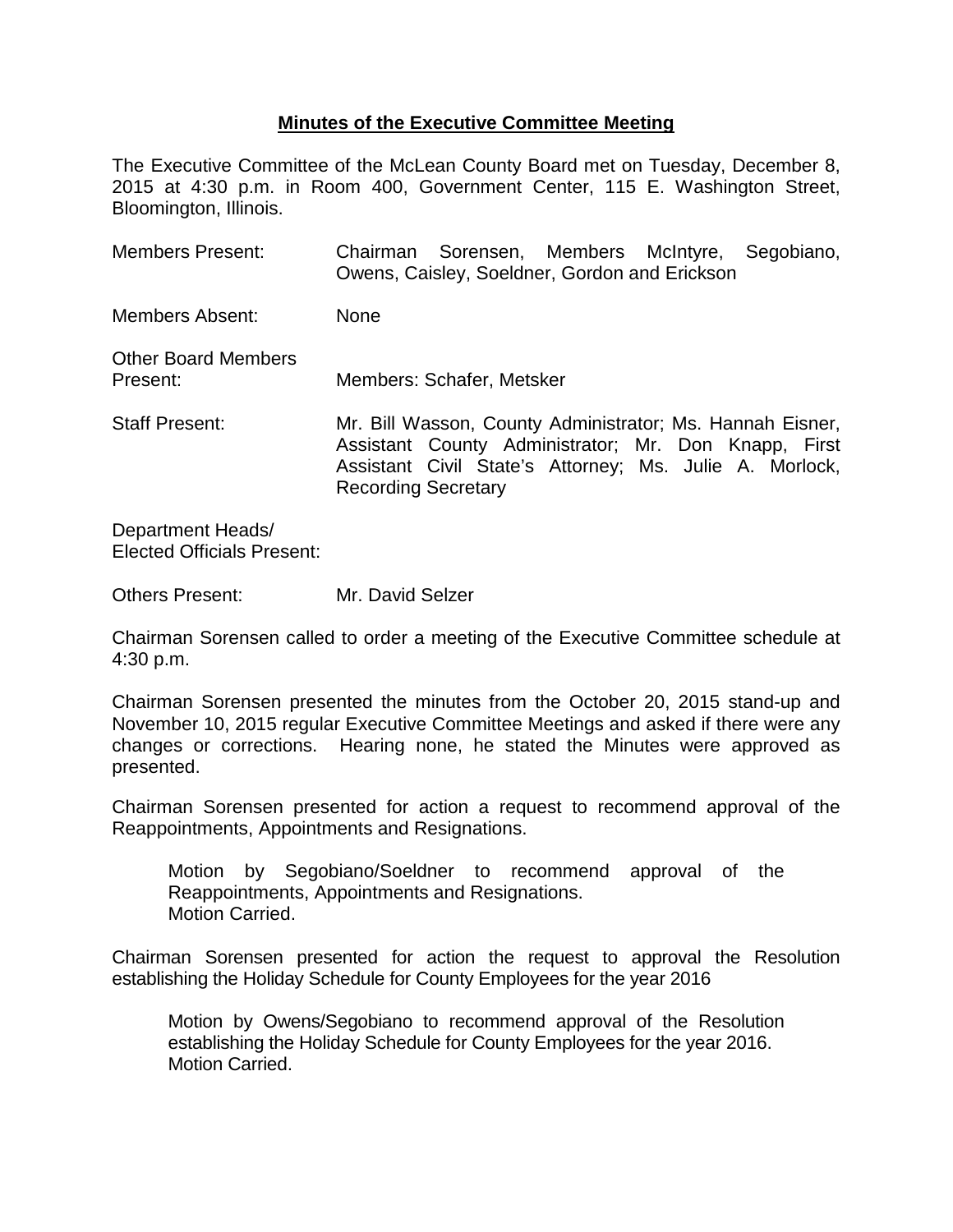**Minutes of the Executive Committee Meeting**

The Executive Committee of the McLean County Board met on Tuesday, December 8, 2015 at 4:30 p.m. in Room 400, Government Center, 115 E. Washington Street, Bloomington, Illinois.

| | |
|---|---|
| Members Present: | Chairman Sorensen, Members McIntyre, Segobiano, Owens, Caisley, Soeldner, Gordon and Erickson |
| Members Absent: | None |
| Other Board Members Present: | Members: Schafer, Metsker |
| Staff Present: | Mr. Bill Wasson, County Administrator; Ms. Hannah Eisner, Assistant County Administrator; Mr. Don Knapp, First Assistant Civil State's Attorney; Ms. Julie A. Morlock, Recording Secretary |
| Department Heads/ Elected Officials Present: | |
| Others Present: | Mr. David Selzer |

Chairman Sorensen called to order a meeting of the Executive Committee schedule at 4:30 p.m.

Chairman Sorensen presented the minutes from the October 20, 2015 stand-up and November 10, 2015 regular Executive Committee Meetings and asked if there were any changes or corrections. Hearing none, he stated the Minutes were approved as presented.

Chairman Sorensen presented for action a request to recommend approval of the Reappointments, Appointments and Resignations.

> Motion by Segobiano/Soeldner to recommend approval of the Reappointments, Appointments and Resignations.
> Motion Carried.

Chairman Sorensen presented for action the request to approval the Resolution establishing the Holiday Schedule for County Employees for the year 2016

> Motion by Owens/Segobiano to recommend approval of the Resolution establishing the Holiday Schedule for County Employees for the year 2016.
> Motion Carried.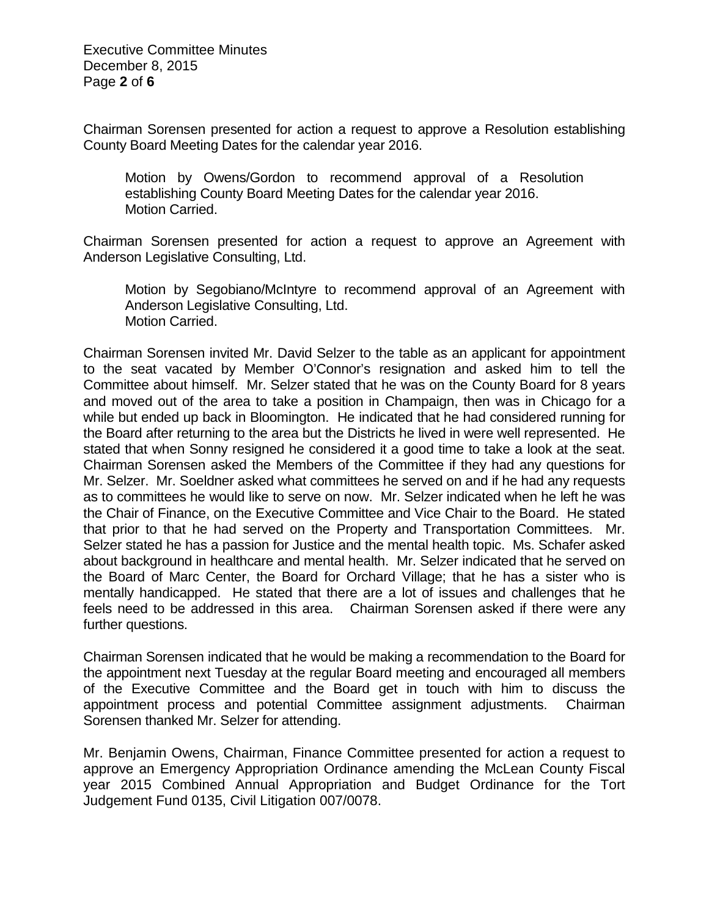Chairman Sorensen presented for action a request to approve a Resolution establishing County Board Meeting Dates for the calendar year 2016.

> Motion by Owens/Gordon to recommend approval of a Resolution establishing County Board Meeting Dates for the calendar year 2016.
> Motion Carried.

Chairman Sorensen presented for action a request to approve an Agreement with Anderson Legislative Consulting, Ltd.

> Motion by Segobiano/McIntyre to recommend approval of an Agreement with Anderson Legislative Consulting, Ltd.
> Motion Carried.

Chairman Sorensen invited Mr. David Selzer to the table as an applicant for appointment to the seat vacated by Member O'Connor's resignation and asked him to tell the Committee about himself. Mr. Selzer stated that he was on the County Board for 8 years and moved out of the area to take a position in Champaign, then was in Chicago for a while but ended up back in Bloomington. He indicated that he had considered running for the Board after returning to the area but the Districts he lived in were well represented. He stated that when Sonny resigned he considered it a good time to take a look at the seat. Chairman Sorensen asked the Members of the Committee if they had any questions for Mr. Selzer. Mr. Soeldner asked what committees he served on and if he had any requests as to committees he would like to serve on now. Mr. Selzer indicated when he left he was the Chair of Finance, on the Executive Committee and Vice Chair to the Board. He stated that prior to that he had served on the Property and Transportation Committees. Mr. Selzer stated he has a passion for Justice and the mental health topic. Ms. Schafer asked about background in healthcare and mental health. Mr. Selzer indicated that he served on the Board of Marc Center, the Board for Orchard Village; that he has a sister who is mentally handicapped. He stated that there are a lot of issues and challenges that he feels need to be addressed in this area. Chairman Sorensen asked if there were any further questions.

Chairman Sorensen indicated that he would be making a recommendation to the Board for the appointment next Tuesday at the regular Board meeting and encouraged all members of the Executive Committee and the Board get in touch with him to discuss the appointment process and potential Committee assignment adjustments. Chairman Sorensen thanked Mr. Selzer for attending.

Mr. Benjamin Owens, Chairman, Finance Committee presented for action a request to approve an Emergency Appropriation Ordinance amending the McLean County Fiscal year 2015 Combined Annual Appropriation and Budget Ordinance for the Tort Judgement Fund 0135, Civil Litigation 007/0078.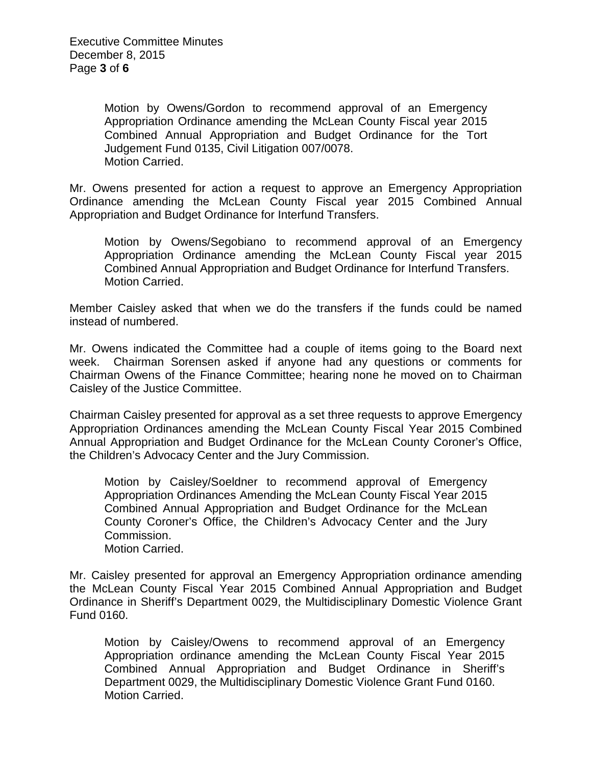Motion by Owens/Gordon to recommend approval of an Emergency Appropriation Ordinance amending the McLean County Fiscal year 2015 Combined Annual Appropriation and Budget Ordinance for the Tort Judgement Fund 0135, Civil Litigation 007/0078.
Motion Carried.

Mr. Owens presented for action a request to approve an Emergency Appropriation Ordinance amending the McLean County Fiscal year 2015 Combined Annual Appropriation and Budget Ordinance for Interfund Transfers.

Motion by Owens/Segobiano to recommend approval of an Emergency Appropriation Ordinance amending the McLean County Fiscal year 2015 Combined Annual Appropriation and Budget Ordinance for Interfund Transfers.
Motion Carried.

Member Caisley asked that when we do the transfers if the funds could be named instead of numbered.

Mr. Owens indicated the Committee had a couple of items going to the Board next week. Chairman Sorensen asked if anyone had any questions or comments for Chairman Owens of the Finance Committee; hearing none he moved on to Chairman Caisley of the Justice Committee.

Chairman Caisley presented for approval as a set three requests to approve Emergency Appropriation Ordinances amending the McLean County Fiscal Year 2015 Combined Annual Appropriation and Budget Ordinance for the McLean County Coroner's Office, the Children's Advocacy Center and the Jury Commission.

Motion by Caisley/Soeldner to recommend approval of Emergency Appropriation Ordinances Amending the McLean County Fiscal Year 2015 Combined Annual Appropriation and Budget Ordinance for the McLean County Coroner's Office, the Children's Advocacy Center and the Jury Commission.
Motion Carried.

Mr. Caisley presented for approval an Emergency Appropriation ordinance amending the McLean County Fiscal Year 2015 Combined Annual Appropriation and Budget Ordinance in Sheriff's Department 0029, the Multidisciplinary Domestic Violence Grant Fund 0160.

Motion by Caisley/Owens to recommend approval of an Emergency Appropriation ordinance amending the McLean County Fiscal Year 2015 Combined Annual Appropriation and Budget Ordinance in Sheriff's Department 0029, the Multidisciplinary Domestic Violence Grant Fund 0160.
Motion Carried.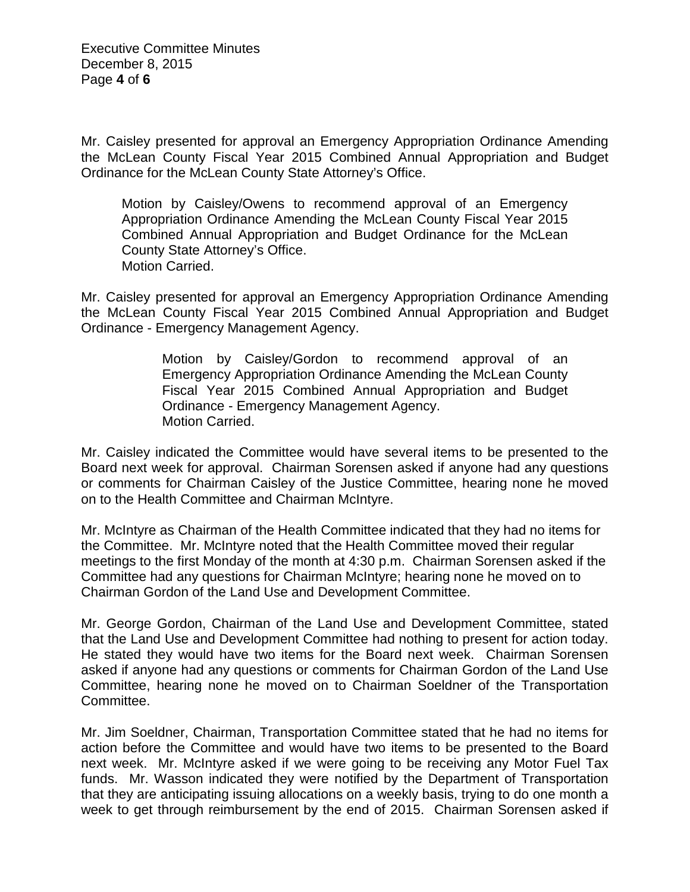Mr. Caisley presented for approval an Emergency Appropriation Ordinance Amending the McLean County Fiscal Year 2015 Combined Annual Appropriation and Budget Ordinance for the McLean County State Attorney's Office.

> Motion by Caisley/Owens to recommend approval of an Emergency Appropriation Ordinance Amending the McLean County Fiscal Year 2015 Combined Annual Appropriation and Budget Ordinance for the McLean County State Attorney's Office.
> Motion Carried.

Mr. Caisley presented for approval an Emergency Appropriation Ordinance Amending the McLean County Fiscal Year 2015 Combined Annual Appropriation and Budget Ordinance - Emergency Management Agency.

> Motion by Caisley/Gordon to recommend approval of an Emergency Appropriation Ordinance Amending the McLean County Fiscal Year 2015 Combined Annual Appropriation and Budget Ordinance - Emergency Management Agency.
> Motion Carried.

Mr. Caisley indicated the Committee would have several items to be presented to the Board next week for approval. Chairman Sorensen asked if anyone had any questions or comments for Chairman Caisley of the Justice Committee, hearing none he moved on to the Health Committee and Chairman McIntyre.

Mr. McIntyre as Chairman of the Health Committee indicated that they had no items for the Committee. Mr. McIntyre noted that the Health Committee moved their regular meetings to the first Monday of the month at 4:30 p.m. Chairman Sorensen asked if the Committee had any questions for Chairman McIntyre; hearing none he moved on to Chairman Gordon of the Land Use and Development Committee.

Mr. George Gordon, Chairman of the Land Use and Development Committee, stated that the Land Use and Development Committee had nothing to present for action today. He stated they would have two items for the Board next week. Chairman Sorensen asked if anyone had any questions or comments for Chairman Gordon of the Land Use Committee, hearing none he moved on to Chairman Soeldner of the Transportation Committee.

Mr. Jim Soeldner, Chairman, Transportation Committee stated that he had no items for action before the Committee and would have two items to be presented to the Board next week. Mr. McIntyre asked if we were going to be receiving any Motor Fuel Tax funds. Mr. Wasson indicated they were notified by the Department of Transportation that they are anticipating issuing allocations on a weekly basis, trying to do one month a week to get through reimbursement by the end of 2015. Chairman Sorensen asked if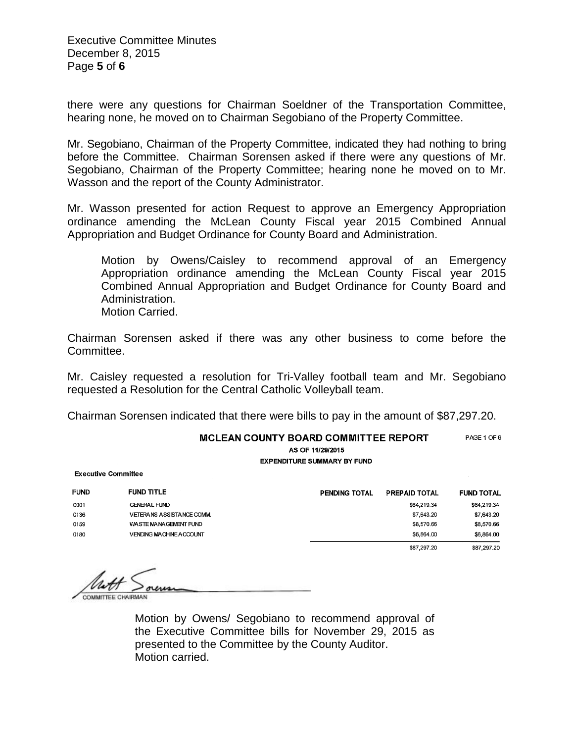there were any questions for Chairman Soeldner of the Transportation Committee, hearing none, he moved on to Chairman Segobiano of the Property Committee.

Mr. Segobiano, Chairman of the Property Committee, indicated they had nothing to bring before the Committee. Chairman Sorensen asked if there were any questions of Mr. Segobiano, Chairman of the Property Committee; hearing none he moved on to Mr. Wasson and the report of the County Administrator.

Mr. Wasson presented for action Request to approve an Emergency Appropriation ordinance amending the McLean County Fiscal year 2015 Combined Annual Appropriation and Budget Ordinance for County Board and Administration.

> Motion by Owens/Caisley to recommend approval of an Emergency Appropriation ordinance amending the McLean County Fiscal year 2015 Combined Annual Appropriation and Budget Ordinance for County Board and Administration.
> Motion Carried.

Chairman Sorensen asked if there was any other business to come before the Committee.

Mr. Caisley requested a resolution for Tri-Valley football team and Mr. Segobiano requested a Resolution for the Central Catholic Volleyball team.

Chairman Sorensen indicated that there were bills to pay in the amount of $87,297.20.

**MCLEAN COUNTY BOARD COMMITTEE REPORT** PAGE 1 OF 6

**AS OF 11/29/2015**

**EXPENDITURE SUMMARY BY FUND**

**Executive Committee**

| FUND | FUND TITLE | PENDING TOTAL | PREPAID TOTAL | FUND TOTAL |
|---|---|---|---|---|
| 0001 | GENERAL FUND | | $64,219.34 | $64,219.34 |
| 0136 | VETERANS ASSISTANCE COMM. | | $7,643.20 | $7,643.20 |
| 0159 | WASTE MANAGEMENT FUND | | $8,570.66 | $8,570.66 |
| 0180 | VENDING MACHINE ACCOUNT | | $6,864.00 | $6,864.00 |
| | | | $87,297.20 | $87,297.20 |

Matt Sorensen
COMMITTEE CHAIRMAN

> Motion by Owens/ Segobiano to recommend approval of the Executive Committee bills for November 29, 2015 as presented to the Committee by the County Auditor.
> Motion carried.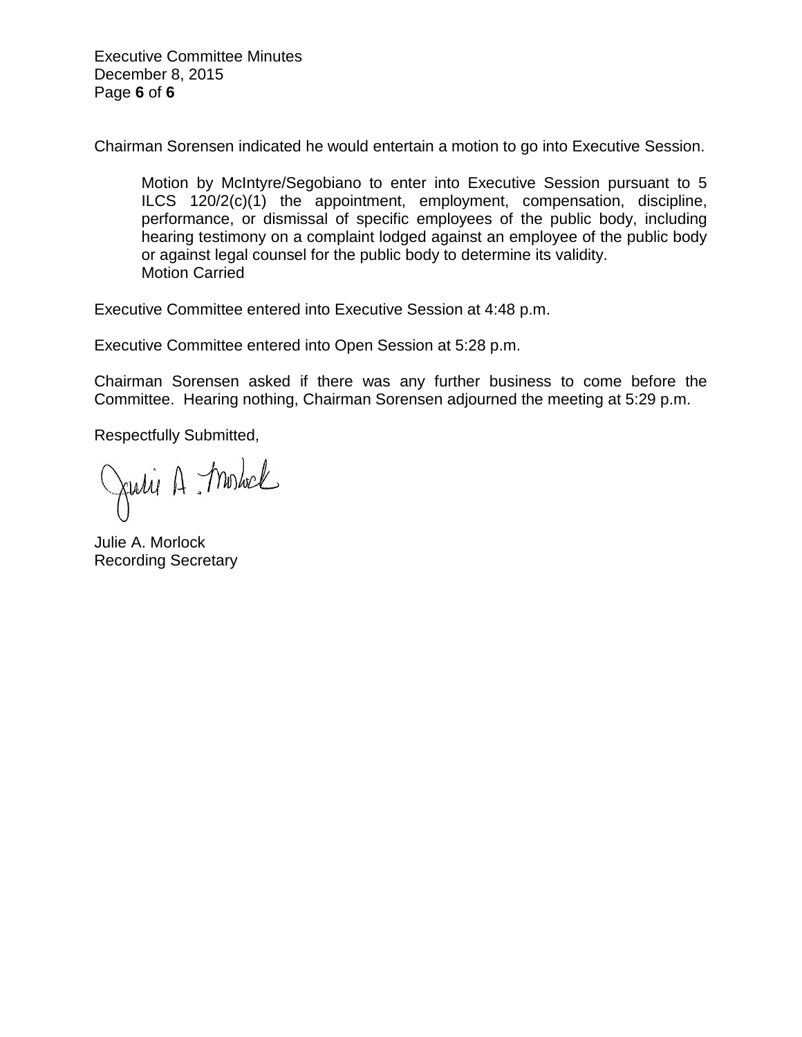Chairman Sorensen indicated he would entertain a motion to go into Executive Session.

> Motion by McIntyre/Segobiano to enter into Executive Session pursuant to 5 ILCS 120/2(c)(1) the appointment, employment, compensation, discipline, performance, or dismissal of specific employees of the public body, including hearing testimony on a complaint lodged against an employee of the public body or against legal counsel for the public body to determine its validity.
> Motion Carried

Executive Committee entered into Executive Session at 4:48 p.m.

Executive Committee entered into Open Session at 5:28 p.m.

Chairman Sorensen asked if there was any further business to come before the Committee. Hearing nothing, Chairman Sorensen adjourned the meeting at 5:29 p.m.

Respectfully Submitted,

Julie A. Morlock

Julie A. Morlock
Recording Secretary